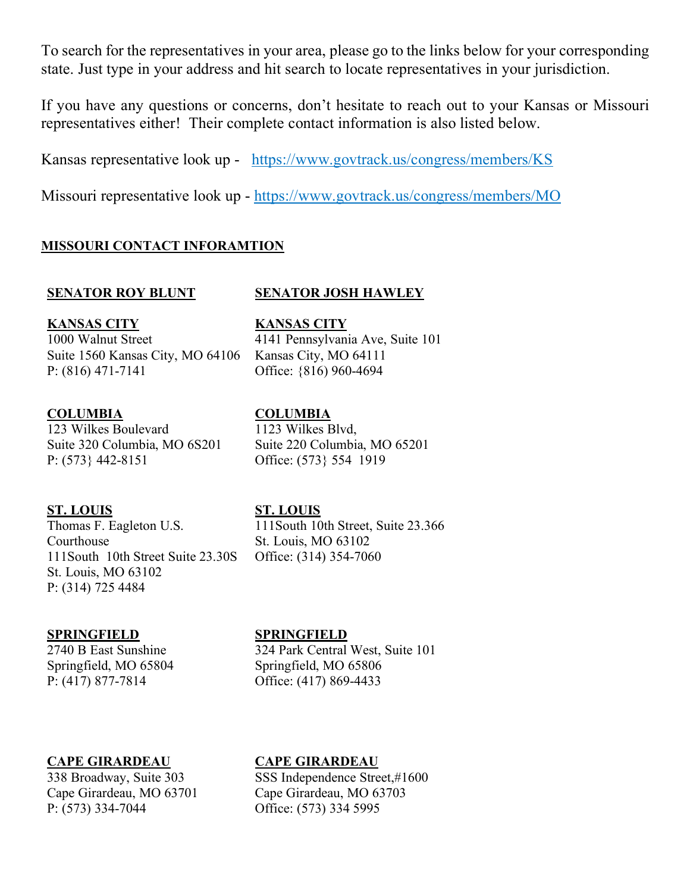To search for the representatives in your area, please go to the links below for your corresponding state. Just type in your address and hit search to locate representatives in your jurisdiction.

If you have any questions or concerns, don't hesitate to reach out to your Kansas or Missouri representatives either! Their complete contact information is also listed below.

Kansas representative look up - https://www.govtrack.us/congress/members/KS

Missouri representative look up - https://www.govtrack.us/congress/members/MO

## MISSOURI CONTACT INFORAMTION

### SENATOR ROY BLUNT

**KANSAS CITY**
1000 Walnut Street
Suite 1560 Kansas City, MO 64106
P: (816) 471-7141

**COLUMBIA**
123 Wilkes Boulevard
Suite 320 Columbia, MO 6S201
P: (573} 442-8151

**ST. LOUIS**
Thomas F. Eagleton U.S. Courthouse
111South 10th Street Suite 23.30S
St. Louis, MO 63102
P: (314) 725 4484

**SPRINGFIELD**
2740 B East Sunshine
Springfield, MO 65804
P: (417) 877-7814

**CAPE GIRARDEAU**
338 Broadway, Suite 303
Cape Girardeau, MO 63701
P: (573) 334-7044

### SENATOR JOSH HAWLEY

**KANSAS CITY**
4141 Pennsylvania Ave, Suite 101
Kansas City, MO 64111
Office: {816) 960-4694

**COLUMBIA**
1123 Wilkes Blvd,
Suite 220 Columbia, MO 65201
Office: (573} 554 1919

**ST. LOUIS**
111South 10th Street, Suite 23.366
St. Louis, MO 63102
Office: (314) 354-7060

**SPRINGFIELD**
324 Park Central West, Suite 101
Springfield, MO 65806
Office: (417) 869-4433

**CAPE GIRARDEAU**
SSS Independence Street,#1600
Cape Girardeau, MO 63703
Office: (573) 334 5995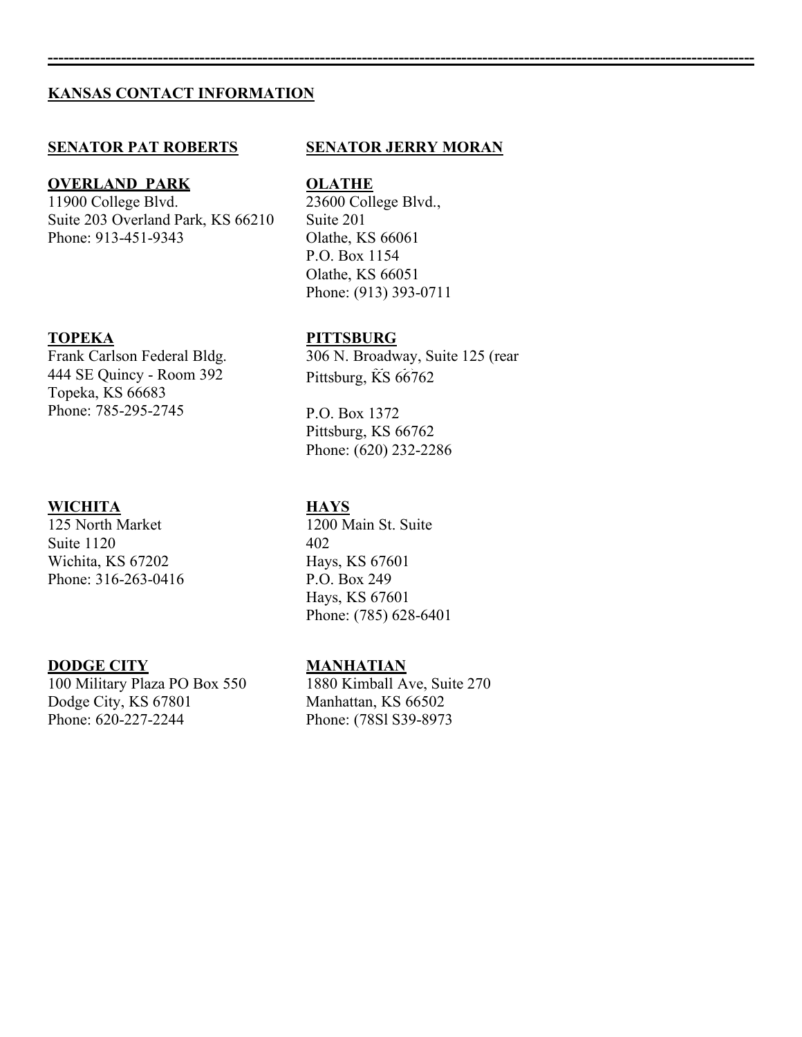## KANSAS CONTACT INFORMATION

### SENATOR PAT ROBERTS

**OVERLAND PARK**
11900 College Blvd.
Suite 203 Overland Park, KS 66210
Phone: 913-451-9343

**TOPEKA**
Frank Carlson Federal Bldg.
444 SE Quincy - Room 392
Topeka, KS 66683
Phone: 785-295-2745

**WICHITA**
125 North Market
Suite 1120
Wichita, KS 67202
Phone: 316-263-0416

**DODGE CITY**
100 Military Plaza PO Box 550
Dodge City, KS 67801
Phone: 620-227-2244

### SENATOR JERRY MORAN

**OLATHE**
23600 College Blvd.,
Suite 201
Olathe, KS 66061
P.O. Box 1154
Olathe, KS 66051
Phone: (913) 393-0711

**PITTSBURG**
306 N. Broadway, Suite 125 (rear
Pittsburg, KS 66762

P.O. Box 1372
Pittsburg, KS 66762
Phone: (620) 232-2286

**HAYS**
1200 Main St. Suite
402
Hays, KS 67601
P.O. Box 249
Hays, KS 67601
Phone: (785) 628-6401

**MANHATIAN**
1880 Kimball Ave, Suite 270
Manhattan, KS 66502
Phone: (78Sl S39-8973